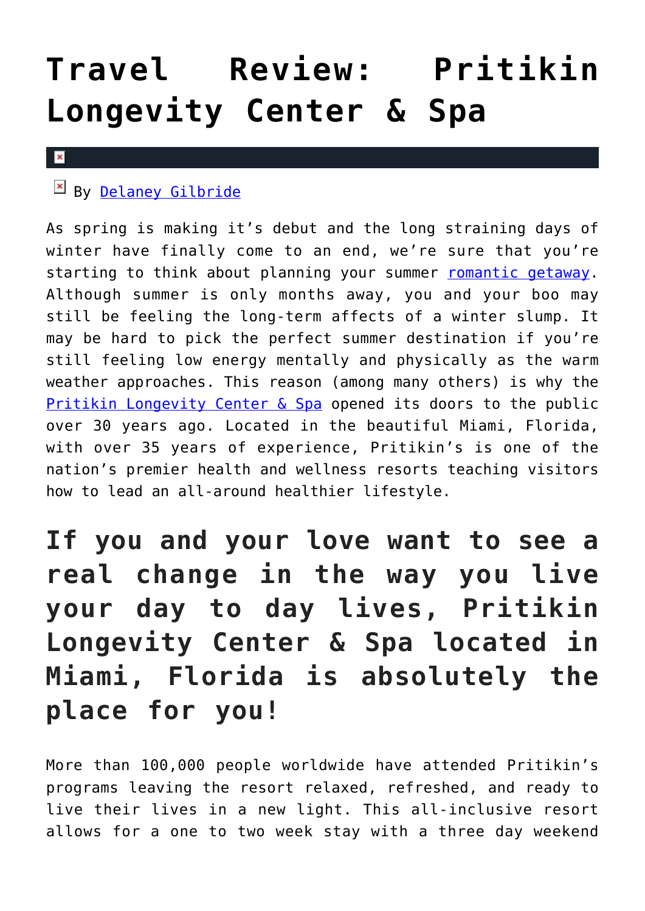# Travel Review: Pritikin Longevity Center & Spa

By Delaney Gilbride

As spring is making it's debut and the long straining days of winter have finally come to an end, we're sure that you're starting to think about planning your summer romantic getaway. Although summer is only months away, you and your boo may still be feeling the long-term affects of a winter slump. It may be hard to pick the perfect summer destination if you're still feeling low energy mentally and physically as the warm weather approaches. This reason (among many others) is why the Pritikin Longevity Center & Spa opened its doors to the public over 30 years ago. Located in the beautiful Miami, Florida, with over 35 years of experience, Pritikin's is one of the nation's premier health and wellness resorts teaching visitors how to lead an all-around healthier lifestyle.

## If you and your love want to see a real change in the way you live your day to day lives, Pritikin Longevity Center & Spa located in Miami, Florida is absolutely the place for you!

More than 100,000 people worldwide have attended Pritikin's programs leaving the resort relaxed, refreshed, and ready to live their lives in a new light. This all-inclusive resort allows for a one to two week stay with a three day weekend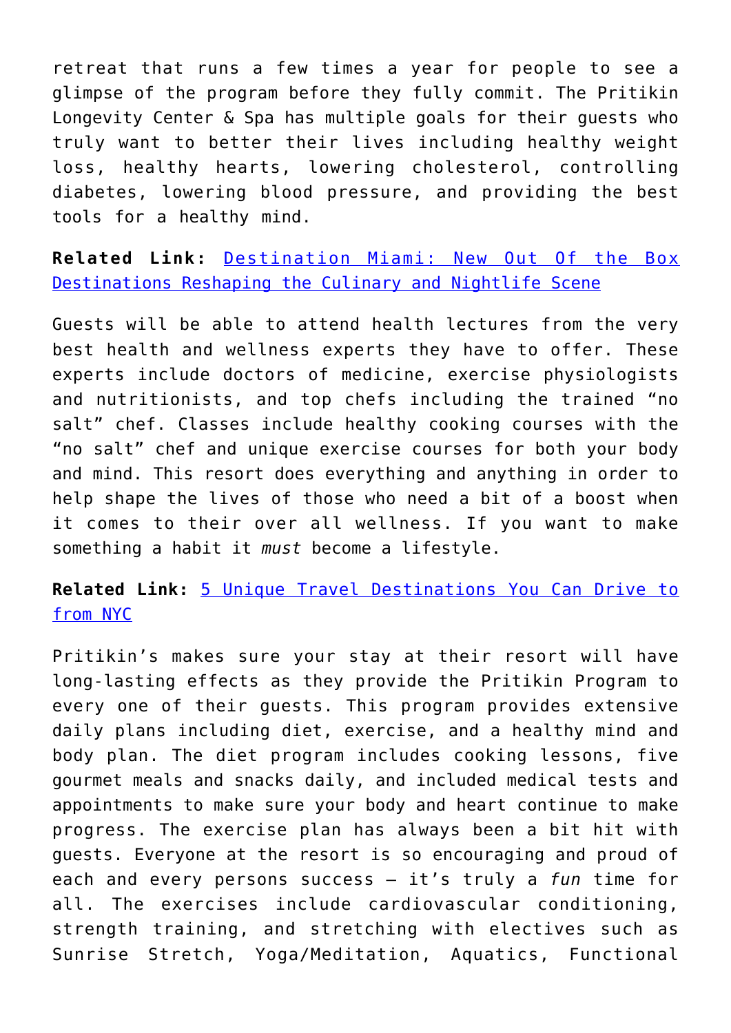retreat that runs a few times a year for people to see a glimpse of the program before they fully commit. The Pritikin Longevity Center & Spa has multiple goals for their guests who truly want to better their lives including healthy weight loss, healthy hearts, lowering cholesterol, controlling diabetes, lowering blood pressure, and providing the best tools for a healthy mind.

**Related Link:** [Destination Miami: New Out Of the Box Destinations Reshaping the Culinary and Nightlife Scene]()

Guests will be able to attend health lectures from the very best health and wellness experts they have to offer. These experts include doctors of medicine, exercise physiologists and nutritionists, and top chefs including the trained "no salt" chef. Classes include healthy cooking courses with the "no salt" chef and unique exercise courses for both your body and mind. This resort does everything and anything in order to help shape the lives of those who need a bit of a boost when it comes to their over all wellness. If you want to make something a habit it *must* become a lifestyle.

**Related Link:** [5 Unique Travel Destinations You Can Drive to from NYC]()

Pritikin's makes sure your stay at their resort will have long-lasting effects as they provide the Pritikin Program to every one of their guests. This program provides extensive daily plans including diet, exercise, and a healthy mind and body plan. The diet program includes cooking lessons, five gourmet meals and snacks daily, and included medical tests and appointments to make sure your body and heart continue to make progress. The exercise plan has always been a bit hit with guests. Everyone at the resort is so encouraging and proud of each and every persons success – it's truly a *fun* time for all. The exercises include cardiovascular conditioning, strength training, and stretching with electives such as Sunrise Stretch, Yoga/Meditation, Aquatics, Functional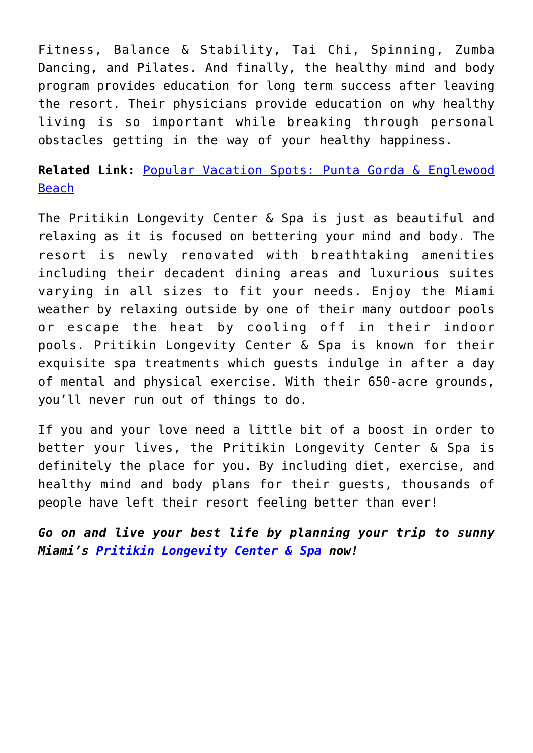Fitness, Balance & Stability, Tai Chi, Spinning, Zumba Dancing, and Pilates. And finally, the healthy mind and body program provides education for long term success after leaving the resort. Their physicians provide education on why healthy living is so important while breaking through personal obstacles getting in the way of your healthy happiness.

**Related Link:** Popular Vacation Spots: Punta Gorda & Englewood Beach

The Pritikin Longevity Center & Spa is just as beautiful and relaxing as it is focused on bettering your mind and body. The resort is newly renovated with breathtaking amenities including their decadent dining areas and luxurious suites varying in all sizes to fit your needs. Enjoy the Miami weather by relaxing outside by one of their many outdoor pools or escape the heat by cooling off in their indoor pools. Pritikin Longevity Center & Spa is known for their exquisite spa treatments which guests indulge in after a day of mental and physical exercise. With their 650-acre grounds, you'll never run out of things to do.

If you and your love need a little bit of a boost in order to better your lives, the Pritikin Longevity Center & Spa is definitely the place for you. By including diet, exercise, and healthy mind and body plans for their guests, thousands of people have left their resort feeling better than ever!

***Go on and live your best life by planning your trip to sunny Miami's Pritikin Longevity Center & Spa now!***